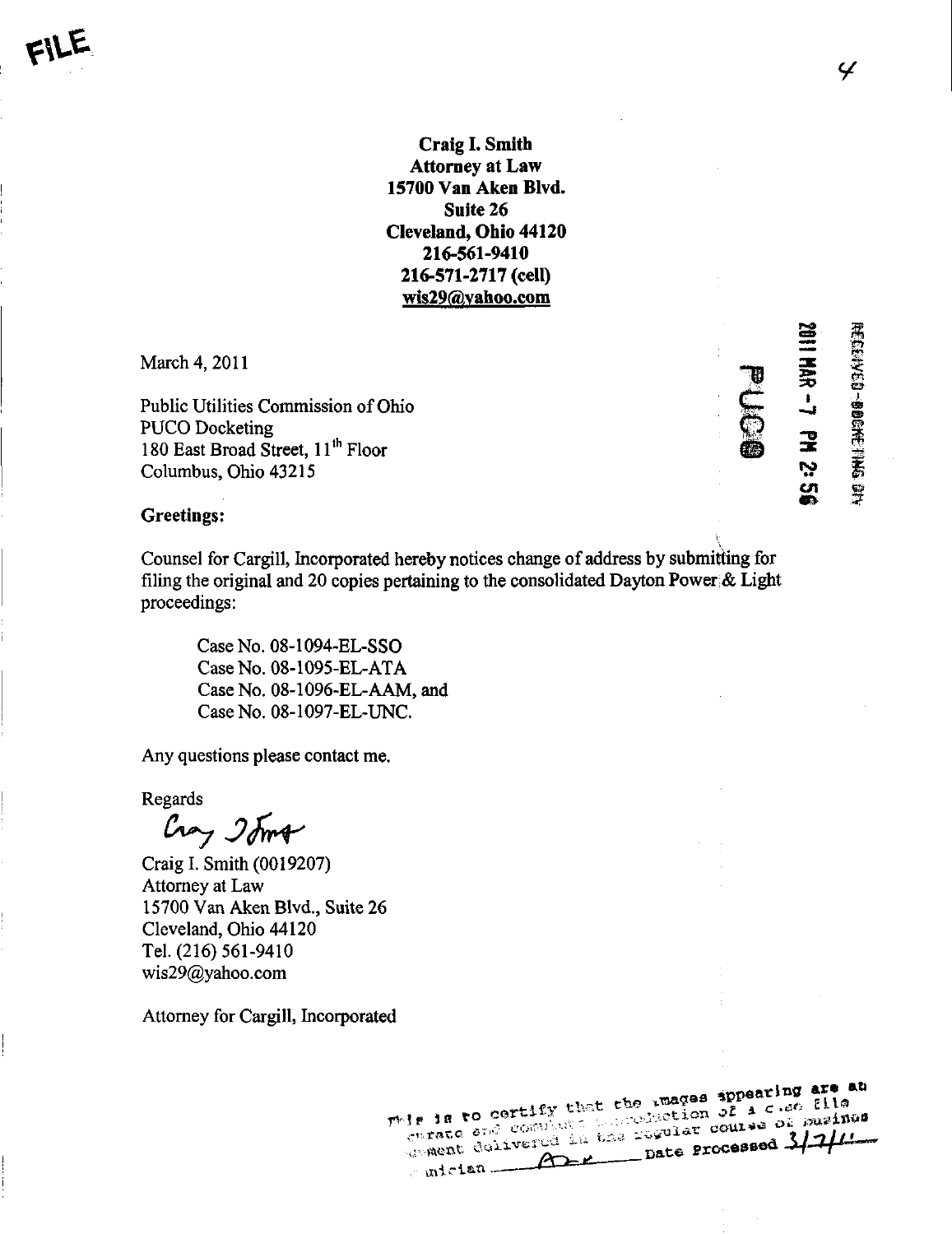FILE

**Craig I. Smith**
**Attorney at Law**
**15700 Van Aken Blvd.**
**Suite 26**
**Cleveland, Ohio 44120**
**216-561-9410**
**216-571-2717 (cell)**
**wis29@yahoo.com**

RECEIVED-DOCKETING DIV
2011 MAR -7 PM 2:56
PUCO

March 4, 2011

Public Utilities Commission of Ohio
PUCO Docketing
180 East Broad Street, 11th Floor
Columbus, Ohio 43215

**Greetings:**

Counsel for Cargill, Incorporated hereby notices change of address by submitting for filing the original and 20 copies pertaining to the consolidated Dayton Power & Light proceedings:

> Case No. 08-1094-EL-SSO
> Case No. 08-1095-EL-ATA
> Case No. 08-1096-EL-AAM, and
> Case No. 08-1097-EL-UNC.

Any questions please contact me.

Regards

Craig I. Smith (0019207)
Attorney at Law
15700 Van Aken Blvd., Suite 26
Cleveland, Ohio 44120
Tel. (216) 561-9410
wis29@yahoo.com

Attorney for Cargill, Incorporated

This is to certify that the images appearing are an accurate and complete reproduction of a case file document delivered in the regular course of business Technician ______ Date Processed 3/7/11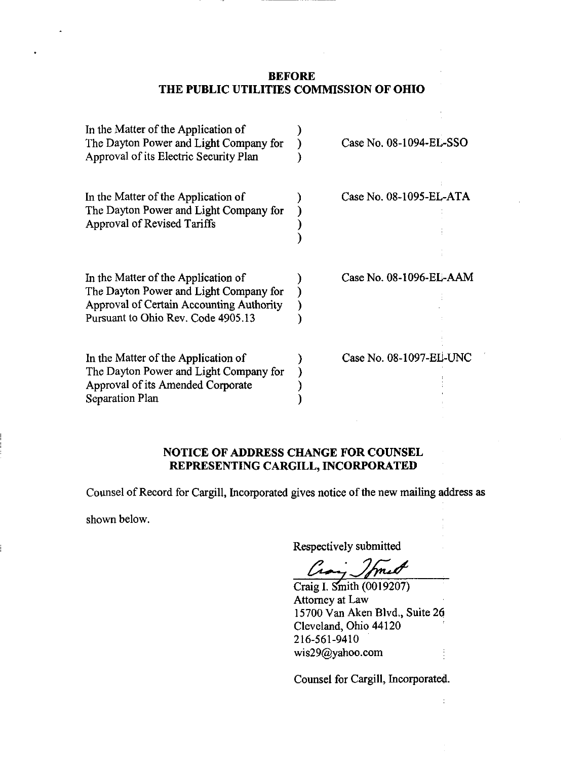**BEFORE**
**THE PUBLIC UTILITIES COMMISSION OF OHIO**

| | | |
|---|---|---|
| In the Matter of the Application of The Dayton Power and Light Company for Approval of its Electric Security Plan | ) ) ) | Case No. 08-1094-EL-SSO |
| In the Matter of the Application of The Dayton Power and Light Company for Approval of Revised Tariffs | ) ) ) ) | Case No. 08-1095-EL-ATA |
| In the Matter of the Application of The Dayton Power and Light Company for Approval of Certain Accounting Authority Pursuant to Ohio Rev. Code 4905.13 | ) ) ) ) | Case No. 08-1096-EL-AAM |
| In the Matter of the Application of The Dayton Power and Light Company for Approval of its Amended Corporate Separation Plan | ) ) ) ) | Case No. 08-1097-EL-UNC |

**NOTICE OF ADDRESS CHANGE FOR COUNSEL REPRESENTING CARGILL, INCORPORATED**

Counsel of Record for Cargill, Incorporated gives notice of the new mailing address as shown below.

Respectively submitted

Craig I. Smith (0019207)
Attorney at Law
15700 Van Aken Blvd., Suite 26
Cleveland, Ohio 44120
216-561-9410
wis29@yahoo.com

Counsel for Cargill, Incorporated.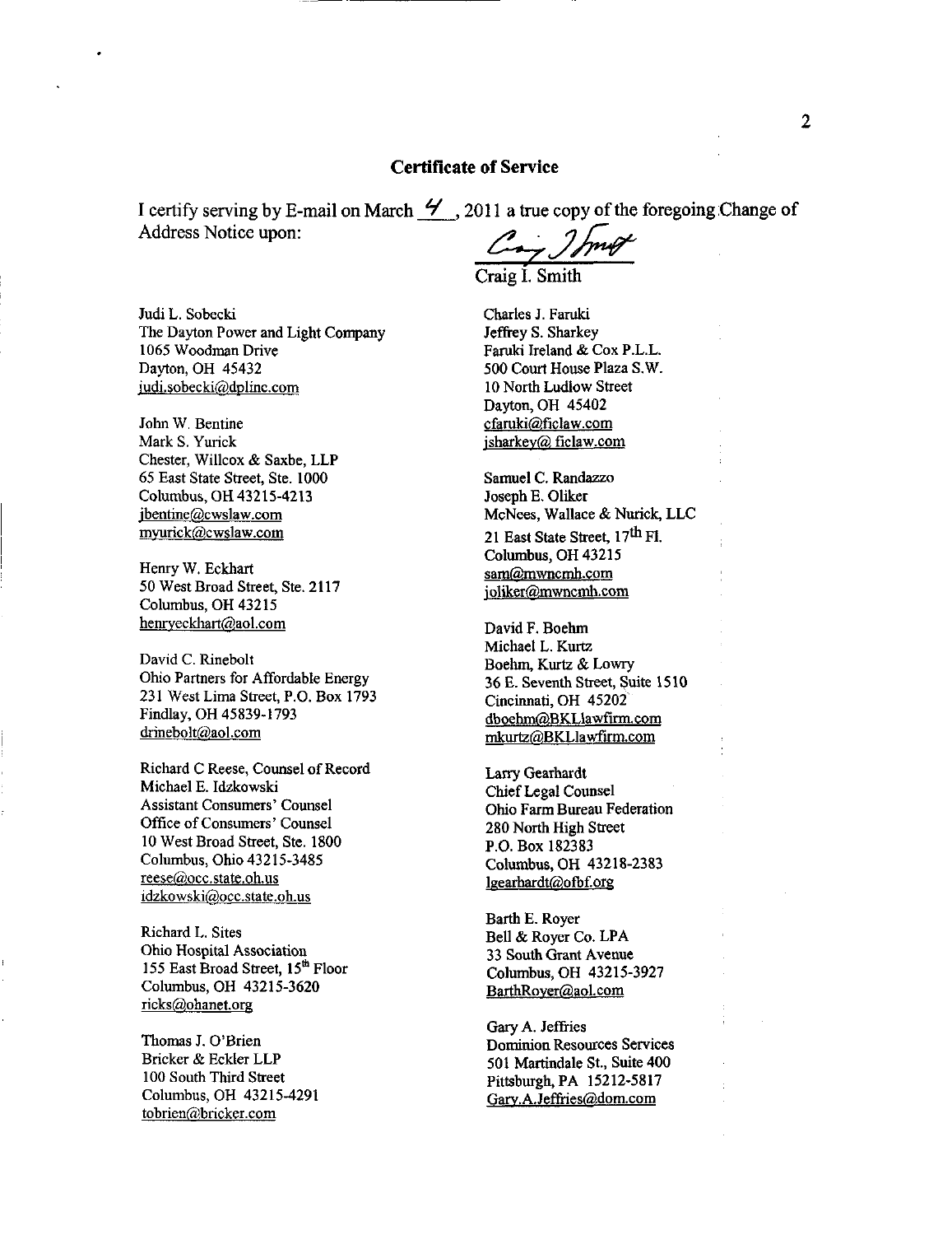## Certificate of Service

I certify serving by E-mail on March 4, 2011 a true copy of the foregoing Change of Address Notice upon:

Craig I. Smith

Judi L. Sobecki
The Dayton Power and Light Company
1065 Woodman Drive
Dayton, OH 45432
judi.sobecki@dplinc.com

John W. Bentine
Mark S. Yurick
Chester, Willcox & Saxbe, LLP
65 East State Street, Ste. 1000
Columbus, OH 43215-4213
jbentine@cwslaw.com
myurick@cwslaw.com

Henry W. Eckhart
50 West Broad Street, Ste. 2117
Columbus, OH 43215
henryeckhart@aol.com

David C. Rinebolt
Ohio Partners for Affordable Energy
231 West Lima Street, P.O. Box 1793
Findlay, OH 45839-1793
drinebolt@aol.com

Richard C Reese, Counsel of Record
Michael E. Idzkowski
Assistant Consumers' Counsel
Office of Consumers' Counsel
10 West Broad Street, Ste. 1800
Columbus, Ohio 43215-3485
reese@occ.state.oh.us
idzkowski@occ.state.oh.us

Richard L. Sites
Ohio Hospital Association
155 East Broad Street, 15th Floor
Columbus, OH 43215-3620
ricks@ohanet.org

Thomas J. O'Brien
Bricker & Eckler LLP
100 South Third Street
Columbus, OH 43215-4291
tobrien@bricker.com

Charles J. Faruki
Jeffrey S. Sharkey
Faruki Ireland & Cox P.L.L.
500 Court House Plaza S.W.
10 North Ludlow Street
Dayton, OH 45402
cfaruki@ficlaw.com
jsharkey@ ficlaw.com

Samuel C. Randazzo
Joseph E. Oliker
McNees, Wallace & Nurick, LLC
21 East State Street, 17th Fl.
Columbus, OH 43215
sam@mwncmh.com
joliker@mwncmh.com

David F. Boehm
Michael L. Kurtz
Boehm, Kurtz & Lowry
36 E. Seventh Street, Suite 1510
Cincinnati, OH 45202
dboehm@BKLlawfirm.com
mkurtz@BKLlawfirm.com

Larry Gearhardt
Chief Legal Counsel
Ohio Farm Bureau Federation
280 North High Street
P.O. Box 182383
Columbus, OH 43218-2383
lgearhardt@ofbf.org

Barth E. Royer
Bell & Royer Co. LPA
33 South Grant Avenue
Columbus, OH 43215-3927
BarthRoyer@aol.com

Gary A. Jeffries
Dominion Resources Services
501 Martindale St., Suite 400
Pittsburgh, PA 15212-5817
Gary.A.Jeffries@dom.com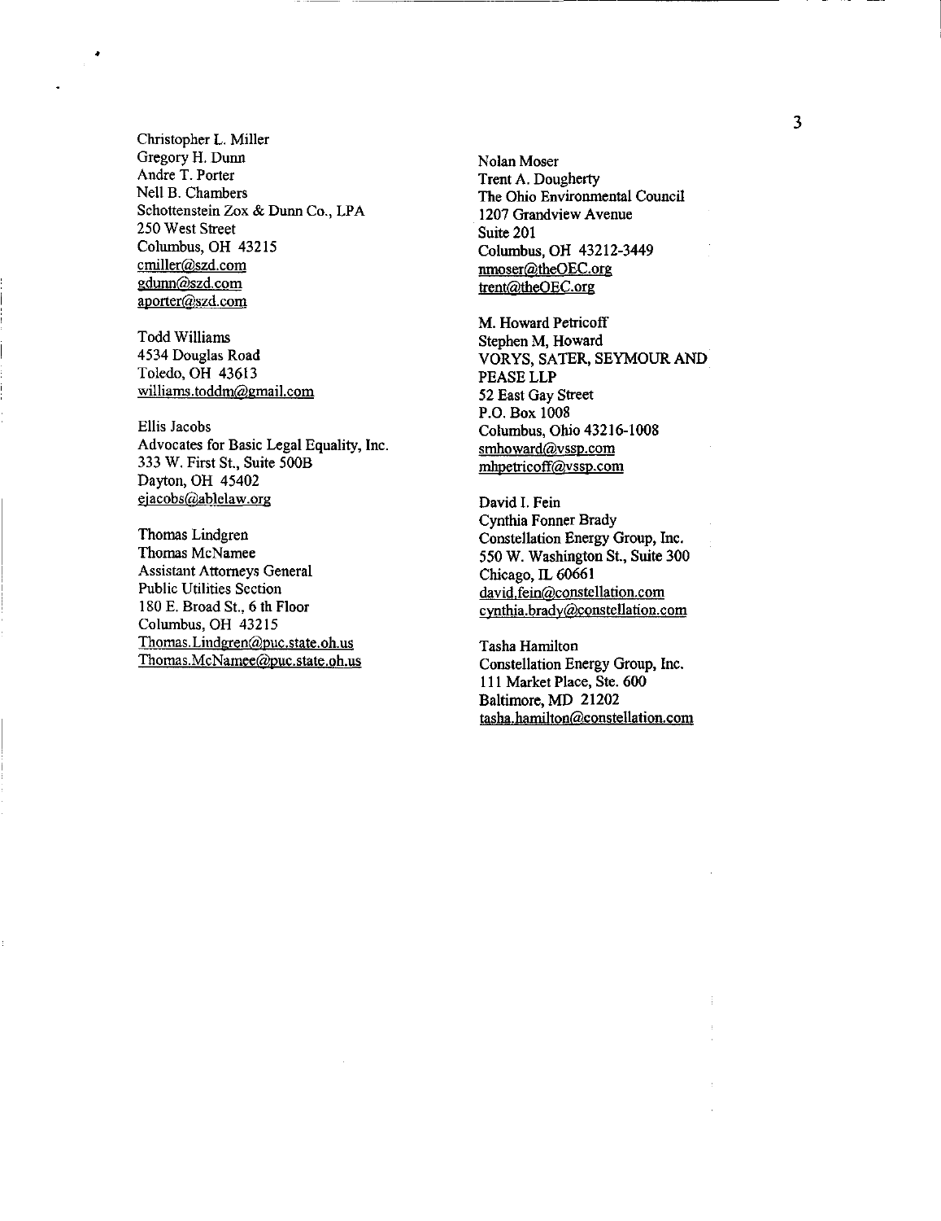Christopher L. Miller
Gregory H. Dunn
Andre T. Porter
Nell B. Chambers
Schottenstein Zox & Dunn Co., LPA
250 West Street
Columbus, OH 43215
cmiller@szd.com
gdunn@szd.com
aporter@szd.com

Todd Williams
4534 Douglas Road
Toledo, OH 43613
williams.toddm@gmail.com

Ellis Jacobs
Advocates for Basic Legal Equality, Inc.
333 W. First St., Suite 500B
Dayton, OH 45402
ejacobs@ablelaw.org

Thomas Lindgren
Thomas McNamee
Assistant Attorneys General
Public Utilities Section
180 E. Broad St., 6 th Floor
Columbus, OH 43215
Thomas.Lindgren@puc.state.oh.us
Thomas.McNamee@puc.state.oh.us

Nolan Moser
Trent A. Dougherty
The Ohio Environmental Council
1207 Grandview Avenue
Suite 201
Columbus, OH 43212-3449
nmoser@theOEC.org
trent@theOEC.org

M. Howard Petricoff
Stephen M, Howard
VORYS, SATER, SEYMOUR AND PEASE LLP
52 East Gay Street
P.O. Box 1008
Columbus, Ohio 43216-1008
smhoward@vssp.com
mhpetricoff@vssp.com

David I. Fein
Cynthia Fonner Brady
Constellation Energy Group, Inc.
550 W. Washington St., Suite 300
Chicago, IL 60661
david.fein@constellation.com
cynthia.brady@constellation.com

Tasha Hamilton
Constellation Energy Group, Inc.
111 Market Place, Ste. 600
Baltimore, MD 21202
tasha.hamilton@constellation.com